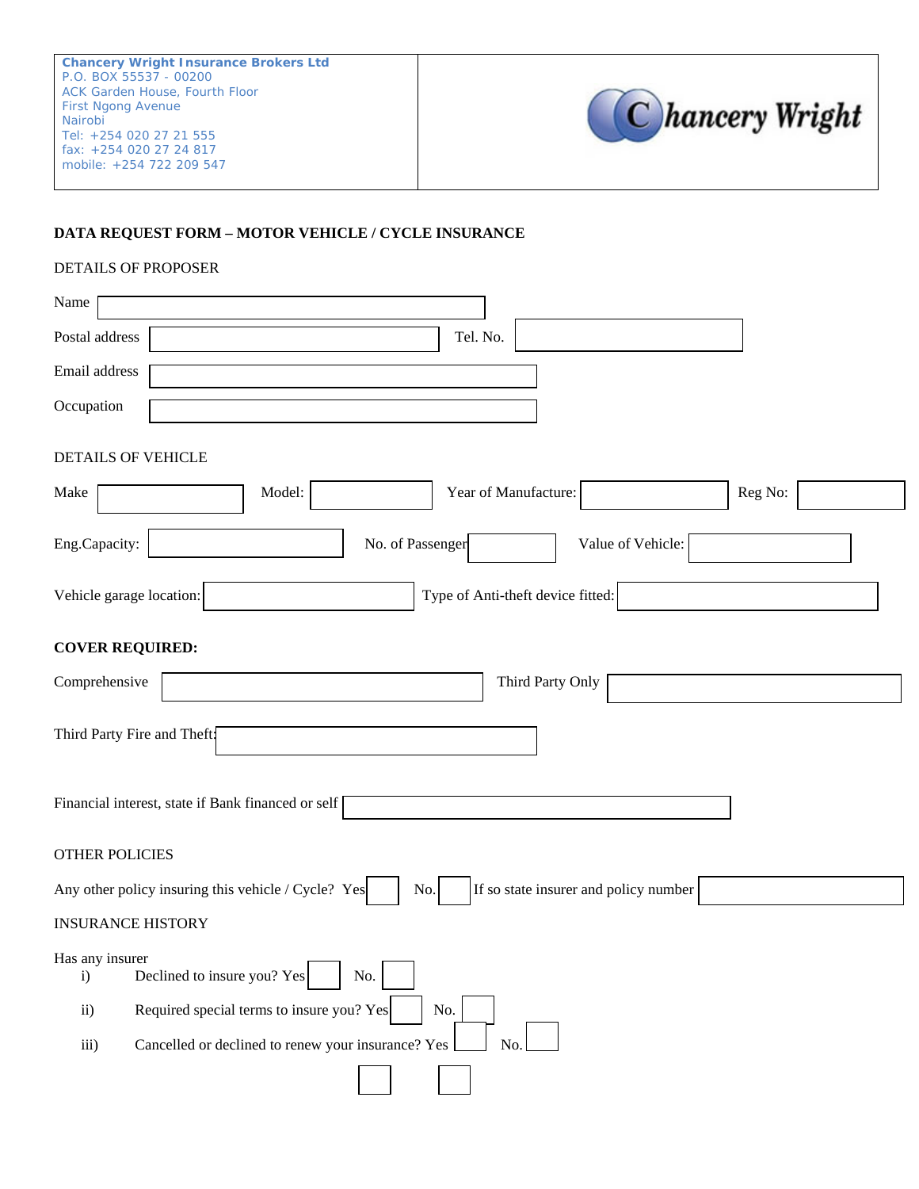**Chancery Wright Insurance Brokers Ltd**
P.O. BOX 55537 - 00200
ACK Garden House, Fourth Floor
First Ngong Avenue
Nairobi
Tel: +254 020 27 21 555
fax: +254 020 27 24 817
mobile: +254 722 209 547

Chancery Wright

**DATA REQUEST FORM – MOTOR VEHICLE / CYCLE INSURANCE**

DETAILS OF PROPOSER

Name

Postal address Tel. No.

Email address

Occupation

DETAILS OF VEHICLE

Make Model: Year of Manufacture: Reg No:

Eng.Capacity: No. of Passenger Value of Vehicle:

Vehicle garage location: Type of Anti-theft device fitted:

**COVER REQUIRED:**

Comprehensive Third Party Only

Third Party Fire and Theft:

Financial interest, state if Bank financed or self

OTHER POLICIES

Any other policy insuring this vehicle / Cycle? Yes No. If so state insurer and policy number

INSURANCE HISTORY

Has any insurer

i) Declined to insure you? Yes No.

ii) Required special terms to insure you? Yes No.

iii) Cancelled or declined to renew your insurance? Yes No.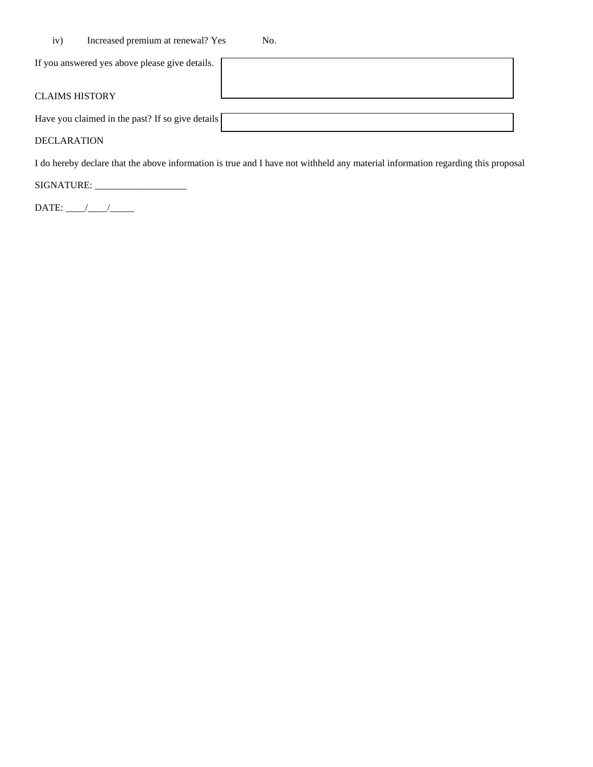iv) Increased premium at renewal? Yes No.

If you answered yes above please give details.

CLAIMS HISTORY

Have you claimed in the past? If so give details

DECLARATION

I do hereby declare that the above information is true and I have not withheld any material information regarding this proposal

SIGNATURE: ___________________

DATE: ____/____/_____